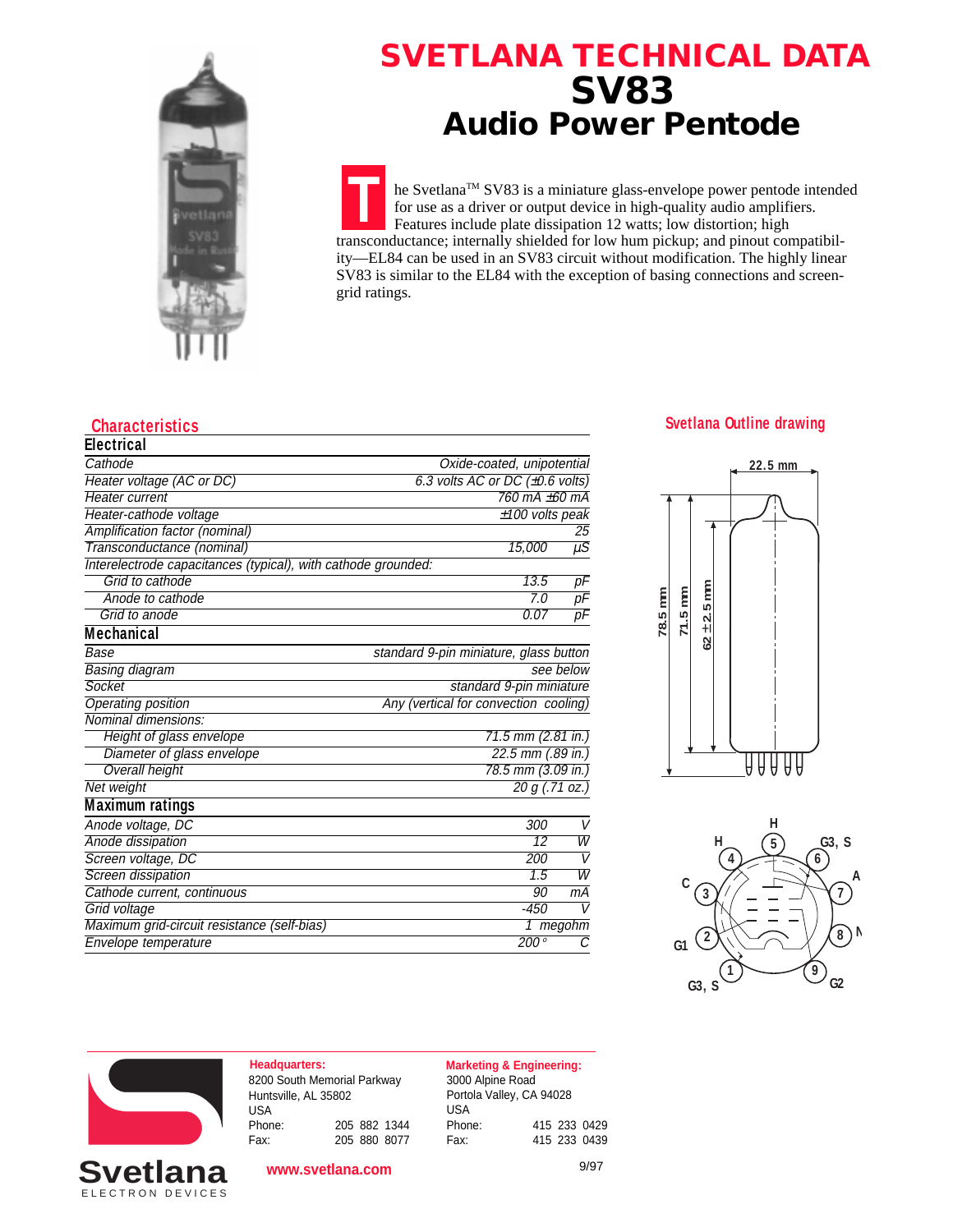# SVETLANA TECHNICAL DATA

# SV83

## Audio Power Pentode

The Svetlana™ SV83 is a miniature glass-envelope power pentode intended for use as a driver or output device in high-quality audio amplifiers. Features include plate dissipation 12 watts; low distortion; high transconductance; internally shielded for low hum pickup; and pinout compatibility—EL84 can be used in an SV83 circuit without modification. The highly linear SV83 is similar to the EL84 with the exception of basing connections and screen-grid ratings.

## Characteristics

### Electrical

| | | |
|---|---|---|
| Cathode | Oxide-coated, unipotential | |
| Heater voltage (AC or DC) | 6.3 volts AC or DC (±0.6 volts) | |
| Heater current | 760 mA ±60 mA | |
| Heater-cathode voltage | ±100 volts peak | |
| Amplification factor (nominal) | | 25 |
| Transconductance (nominal) | 15,000 | µS |
| Interelectrode capacitances (typical), with cathode grounded: | | |
| Grid to cathode | 13.5 | pF |
| Anode to cathode | 7.0 | pF |
| Grid to anode | 0.07 | pF |

### Mechanical

| | |
|---|---|
| Base | standard 9-pin miniature, glass button |
| Basing diagram | see below |
| Socket | standard 9-pin miniature |
| Operating position | Any (vertical for convection cooling) |
| Nominal dimensions: | |
| Height of glass envelope | 71.5 mm (2.81 in.) |
| Diameter of glass envelope | 22.5 mm (.89 in.) |
| Overall height | 78.5 mm (3.09 in.) |
| Net weight | 20 g (.71 oz.) |

### Maximum ratings

| | | |
|---|---|---|
| Anode voltage, DC | 300 | V |
| Anode dissipation | 12 | W |
| Screen voltage, DC | 200 | V |
| Screen dissipation | 1.5 | W |
| Cathode current, continuous | 90 | mA |
| Grid voltage | -450 | V |
| Maximum grid-circuit resistance (self-bias) | 1 | megohm |
| Envelope temperature | 200° | C |

## Svetlana Outline drawing

22.5 mm; 78.5 mm; 71.5 mm; 62 ±2.5 mm

Pin connections: 1 – G3, S; 2 – G1; 3 – C; 4 – H; 5 – H; 6 – G3, S; 7 – A; 8 – NC; 9 – G2

**Headquarters:**
8200 South Memorial Parkway
Huntsville, AL 35802
USA
Phone: 205 882 1344
Fax: 205 880 8077

**Marketing & Engineering:**
3000 Alpine Road
Portola Valley, CA 94028
USA
Phone: 415 233 0429
Fax: 415 233 0439

Svetlana ELECTRON DEVICES

www.svetlana.com

9/97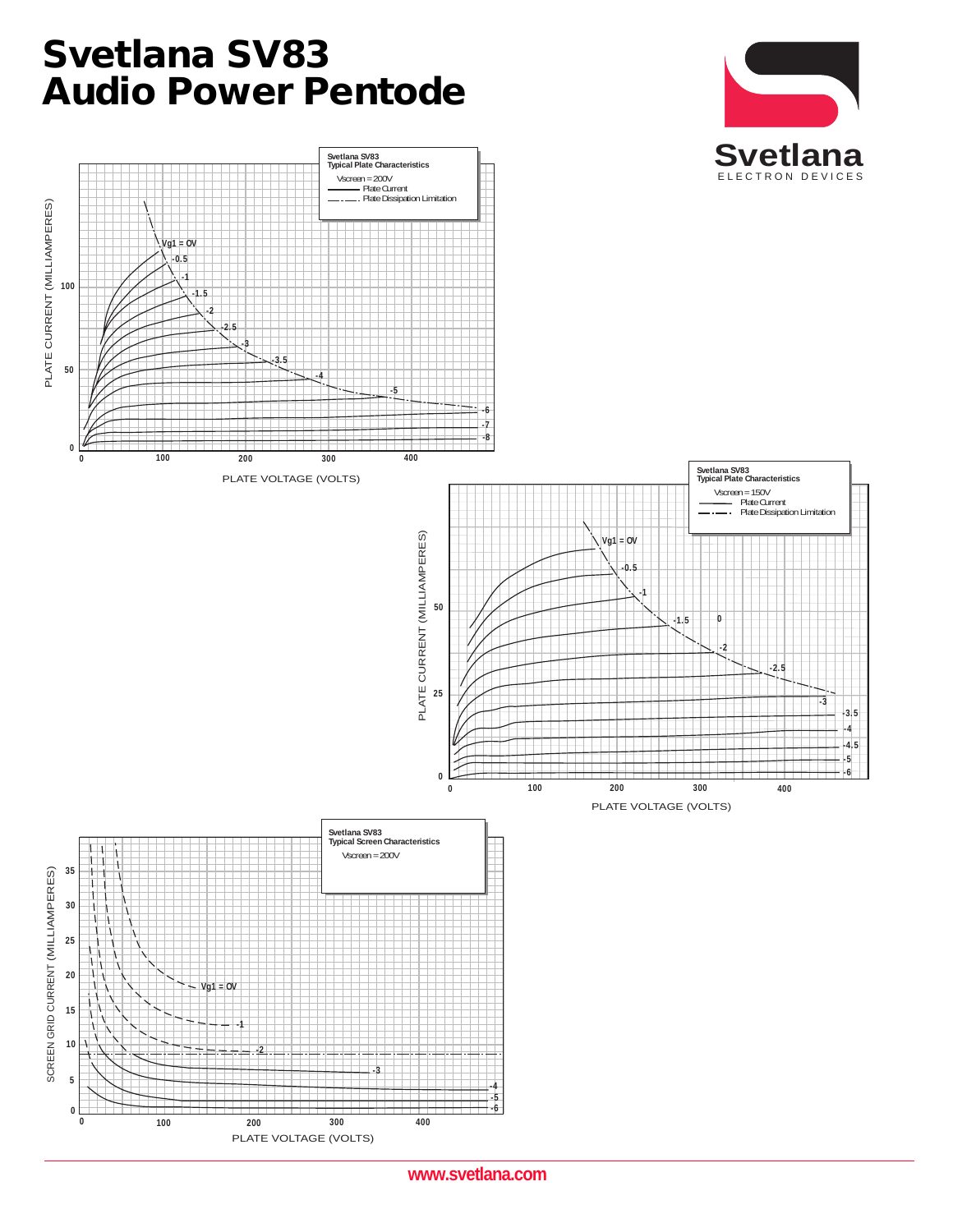# Svetlana SV83
# Audio Power Pentode

Svetlana
ELECTRON DEVICES

Svetlana SV83
Typical Plate Characteristics
Vscreen = 200V
Plate Current
Plate Dissipation Limitation

PLATE CURRENT (MILLIAMPERES)
0
50
100

PLATE VOLTAGE (VOLTS)
0
100
200
300
400

Vg1 = 0V
-0.5
-1
-1.5
-2
-2.5
-3
-3.5
-4
-5
-6
-7
-8

Svetlana SV83
Typical Plate Characteristics
Vscreen = 150V
Plate Current
Plate Dissipation Limitation

PLATE CURRENT (MILLIAMPERES)
0
25
50

PLATE VOLTAGE (VOLTS)
0
100
200
300
400

Vg1 = 0V
-0.5
-1
-1.5
0
-2
-2.5
-3
-3.5
-4
-4.5
-5
-6

Svetlana SV83
Typical Screen Characteristics
Vscreen = 200V

SCREEN GRID CURRENT (MILLIAMPERES)
0
5
10
15
20
25
30
35

PLATE VOLTAGE (VOLTS)
0
100
200
300
400

Vg1 = 0V
-1
-2
-3
-4
-5
-6

www.svetlana.com